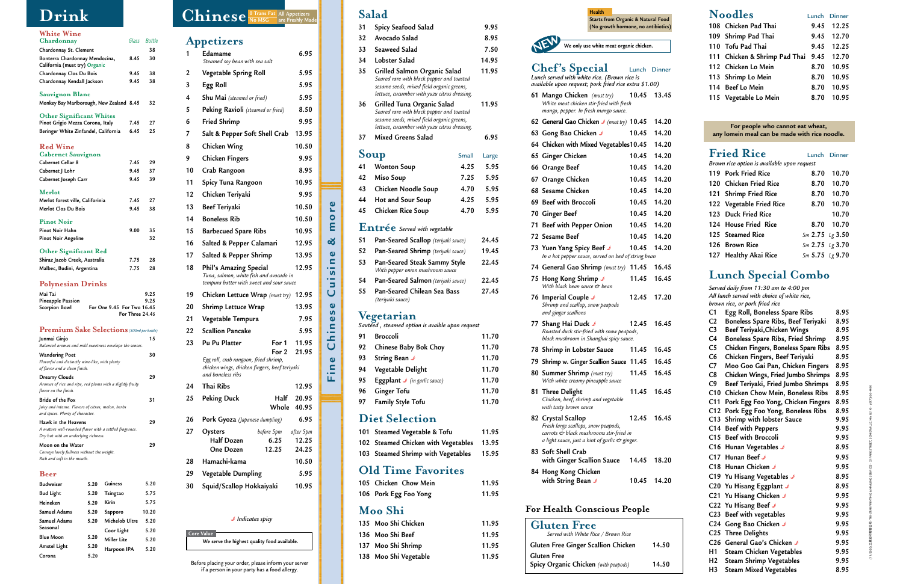# Drink

## White Wine

### Chardonnay

| | Glass | Bottle |
|---|---|---|
| Chardonnay St. Clement | | 38 |
| Bonterra Chardonnay Mendocina, California (must try) Organic | 8.45 | 30 |
| Chardonnay Clos Du Bois | 9.45 | 38 |
| Chardonnay Kendall Jackson | 9.45 | 38 |

### Sauvignon Blanc

| | | |
|---|---|---|
| Monkey Bay Marlborough, New Zealand | 8.45 | 32 |

### Other Significant Whites

| | | |
|---|---|---|
| Pinot Grigio Mezza Corona, Italy | 7.45 | 27 |
| Beringer White Zinfandel, California | 6.45 | 25 |

## Red Wine

### Cabernet Sauvignon

| | | |
|---|---|---|
| Cabernet Cellar 8 | 7.45 | 29 |
| Cabernet J Lohr | 9.45 | 37 |
| Cabernet Joseph Carr | 9.45 | 39 |

### Merlot

| | | |
|---|---|---|
| Merlot forest ville, California | 7.45 | 27 |
| Merlot Clos Du Bois | 9.45 | 38 |

### Pinot Noir

| | | |
|---|---|---|
| Pinot Noir Hahn | 9.00 | 35 |
| Pinot Noir Angeline | | 32 |

### Other Significant Red

| | | |
|---|---|---|
| Shiraz Jacob Creek, Australia | 7.75 | 28 |
| Malbec, Budini, Argentina | 7.75 | 28 |

## Polynesian Drinks

| | |
|---|---|
| Mai Tai | 9.25 |
| Pineapple Passion | 9.25 |
| Scorpion Bowl | For One 9.45 For Two 16.45 For Three 24.45 |

## Premium Sake Selections (300ml per bottle)

Junmai Ginjo — 15
*Balanced aromas and mild sweetness envelope the senses.*

Wandering Poet — 30
*Flavorful and distinctly wine-like, with plenty of flavor and a clean finish.*

Dreamy Clouds — 29
*Aromas of rice and ripe, red plums with a slightly fruity flavor on the finish.*

Bride of the Fox — 31
*Juicy and intense. Flavors of citrus, melon, herbs and spices. Plenty of character.*

Hawk in the Heavens — 29
*A mature well-rounded flavor with a settled fragrance. Dry but with an underlying richness.*

Moon on the Water — 29
*Conveys lovely fullness without the weight. Rich and soft in the mouth.*

## Beer

| | | | |
|---|---|---|---|
| Budweiser | 5.20 | Guiness | 5.20 |
| Bud Light | 5.20 | Tsingtao | 5.75 |
| Heineken | 5.20 | Kirin | 5.75 |
| Samuel Adams | 5.20 | Sapporo | 10.20 |
| Samuel Adams Seasonal | 5.20 | Michelob Ultre | 5.20 |
| | | Coor Light | 5.20 |
| Blue Moon | 5.20 | Miller Lite | 5.20 |
| Amstel Light | 5.20 | Harpoon IPA | 5.20 |
| Corona | 5.20 | | |

# Chinese

0 Trans Fat · No MSG · All Appetizers are Freshly Made

## Appetizers

| # | Item | Price |
|---|---|---|
| 1 | Edamame *Steamed soy bean with sea salt* | 6.95 |
| 2 | Vegetable Spring Roll | 5.95 |
| 3 | Egg Roll | 5.95 |
| 4 | Shu Mai *(steamed or fried)* | 5.95 |
| 5 | Peking Ravioli *(steamed or fried)* | 8.50 |
| 6 | Fried Shrimp | 9.95 |
| 7 | Salt & Pepper Soft Shell Crab | 13.95 |
| 8 | Chicken Wing | 10.50 |
| 9 | Chicken Fingers | 9.95 |
| 10 | Crab Rangoon | 8.95 |
| 11 | Spicy Tuna Rangoon | 10.95 |
| 12 | Chicken Teriyaki | 9.95 |
| 13 | Beef Teriyaki | 10.50 |
| 14 | Boneless Rib | 10.50 |
| 15 | Barbecued Spare Ribs | 10.95 |
| 16 | Salted & Pepper Calamari | 12.95 |
| 17 | Salted & Pepper Shrimp | 13.95 |
| 18 | Phil's Amazing Special *Tuna, salmon, white fish and avocado in tempura batter with sweet and sour sauce* | 12.95 |
| 19 | Chicken Lettuce Wrap *(must try)* | 12.95 |
| 20 | Shrimp Lettuce Wrap | 13.95 |
| 21 | Vegetable Tempura | 7.95 |
| 22 | Scallion Pancake | 5.95 |
| 23 | Pu Pu Platter — For 1 11.95 / For 2 21.95 *Egg roll, crab rangoon, fried shrimp, chicken wings, chicken fingers, beef teriyaki and boneless ribs* | |
| 24 | Thai Ribs | 12.95 |
| 25 | Peking Duck — Half 20.95 / Whole 40.95 | |
| 26 | Pork Gyoza *(Japanese dumpling)* | 6.95 |
| 27 | Oysters — Half Dozen: before 5pm 6.25, after 5pm 12.25; One Dozen: before 5pm 12.25, after 5pm 24.25 | |
| 28 | Hamachi-kama | 10.50 |
| 29 | Vegetable Dumpling | 5.95 |
| 30 | Squid/Scallop Hokkaiyaki | 10.95 |

🌶 Indicates spicy

**Core Value**
We serve the highest quality food available.

Before placing your order, please inform your server if a person in your party has a food allergy.

Fine Chinese Cuisine & more

## Salad

| # | Item | Price |
|---|---|---|
| 31 | Spicy Seafood Salad | 9.95 |
| 32 | Avocado Salad | 8.95 |
| 33 | Seaweed Salad | 7.50 |
| 34 | Lobster Salad | 14.95 |
| 35 | Grilled Salmon Organic Salad *Seared rare with black pepper and toasted sesame seeds, mixed field organic greens, lettuce, cucumber with yuzu citrus dressing.* | 11.95 |
| 36 | Grilled Tuna Organic Salad *Seared rare with black pepper and toasted sesame seeds, mixed field organic greens, lettuce, cucumber with yuzu citrus dressing.* | 11.95 |
| 37 | Mixed Greens Salad | 6.95 |

## Soup

| # | Item | Small | Large |
|---|---|---|---|
| 41 | Wonton Soup | 4.25 | 5.95 |
| 42 | Miso Soup | 7.25 | 5.95 |
| 43 | Chicken Noodle Soup | 4.70 | 5.95 |
| 44 | Hot and Sour Soup | 4.25 | 5.95 |
| 45 | Chicken Rice Soup | 4.70 | 5.95 |

## Entrée *Served with vegetable*

| # | Item | Price |
|---|---|---|
| 51 | Pan-Seared Scallop *(teriyaki sauce)* | 24.45 |
| 52 | Pan-Seared Shrimp *(teriyaki sauce)* | 19.45 |
| 53 | Pan-Seared Steak Sammy Style *With pepper onion mushroom sauce* | 22.45 |
| 54 | Pan-Seared Salmon *(teriyaki sauce)* | 22.45 |
| 55 | Pan-Seared Chilean Sea Bass *(teriyaki sauce)* | 27.45 |

## Vegetarian

*Sauteed , steamed option is avaible upon request*

| # | Item | Price |
|---|---|---|
| 91 | Broccoli | 11.70 |
| 92 | Chinese Baby Bok Choy | 11.70 |
| 93 | String Bean 🌶 | 11.70 |
| 94 | Vegetable Delight | 11.70 |
| 95 | Eggplant 🌶 *(in garlic sauce)* | 11.70 |
| 96 | Ginger Tofu | 11.70 |
| 97 | Family Style Tofu | 11.70 |

## Diet Selection

| # | Item | Price |
|---|---|---|
| 101 | Steamed Vegetable & Tofu | 11.95 |
| 102 | Steamed Chicken with Vegetables | 13.95 |
| 103 | Steamed Shrimp with Vegetables | 15.95 |

## Old Time Favorites

| # | Item | Price |
|---|---|---|
| 105 | Chicken Chow Mein | 11.95 |
| 106 | Pork Egg Foo Yong | 11.95 |

## Moo Shi

| # | Item | Price |
|---|---|---|
| 135 | Moo Shi Chicken | 11.95 |
| 136 | Moo Shi Beef | 11.95 |
| 137 | Moo Shi Shrimp | 11.95 |
| 138 | Moo Shi Vegetable | 11.95 |

**Health** — Starts from Organic & Natural Food (No growth hormone, no antibiotics)

**NEW** — We only use white meat organic chicken.

## Chef's Special

*Lunch served with white rice. (Brown rice is available upon request; pork fried rice extra $1.00)*

| # | Item | Lunch | Dinner |
|---|---|---|---|
| 61 | Mango Chicken *(must try)* *White meat chicken stir-fried with fresh mango, pepper. In fresh mango sauce.* | 10.45 | 13.45 |
| 62 | General Gao Chicken 🌶 *(must try)* | 10.45 | 14.20 |
| 63 | Gong Bao Chicken 🌶 | 10.45 | 14.20 |
| 64 | Chicken with Mixed Vegetables | 10.45 | 14.20 |
| 65 | Ginger Chicken | 10.45 | 14.20 |
| 66 | Orange Beef | 10.45 | 14.20 |
| 67 | Orange Chicken | 10.45 | 14.20 |
| 68 | Sesame Chicken | 10.45 | 14.20 |
| 69 | Beef with Broccoli | 10.45 | 14.20 |
| 70 | Ginger Beef | 10.45 | 14.20 |
| 71 | Beef with Pepper Onion | 10.45 | 14.20 |
| 72 | Sesame Beef | 10.45 | 14.20 |
| 73 | Yuen Yang Spicy Beef 🌶 *In a hot pepper sauce, served on bed of string bean* | 10.45 | 14.20 |
| 74 | General Gao Shrimp *(must try)* | 11.45 | 16.45 |
| 75 | Hong Kong Shrimp 🌶 *With black bean sauce & bean* | 11.45 | 16.45 |
| 76 | Imperial Couple 🌶 *Shrimp and scallop, snow peapods and ginger scallions* | 12.45 | 17.20 |
| 77 | Shang Hai Duck 🌶 *Roasted duck stir-fried with snow peapods, black mushroom in Shanghai spicy sauce.* | 12.45 | 16.45 |
| 78 | Shrimp in Lobster Sauce | 11.45 | 16.45 |
| 79 | Shrimp w. Ginger Scallion Sauce | 11.45 | 16.45 |
| 80 | Summer Shrimp *(must try)* *With white creamy pineapple sauce* | 11.45 | 16.45 |
| 81 | Three Delight *Chicken, beef, shrimp and vegetable with tasty brown sauce* | 11.45 | 16.45 |
| 82 | Crystal Scallop *Fresh large scallops, snow peapods, carrots & black mushrooms stir-fried in a light sauce, just a hint of garlic & ginger.* | 12.45 | 16.45 |
| 83 | Soft Shell Crab with Ginger Scallion Sauce | 14.45 | 18.20 |
| 84 | Hong Kong Chicken with String Bean 🌶 | 10.45 | 14.20 |

## For Health Conscious People

### Gluten Free

*Served with White Rice / Brown Rice*

| Item | Price |
|---|---|
| Gluten Free Ginger Scallion Chicken | 14.50 |
| Gluten Free Spicy Organic Chicken *(with peapods)* | 14.50 |

## Noodles

| # | Item | Lunch | Dinner |
|---|---|---|---|
| 108 | Chicken Pad Thai | 9.45 | 12.25 |
| 109 | Shrimp Pad Thai | 9.45 | 12.70 |
| 110 | Tofu Pad Thai | 9.45 | 12.25 |
| 111 | Chicken & Shrimp Pad Thai | 9.45 | 12.70 |
| 112 | Chicken Lo Mein | 8.70 | 10.95 |
| 113 | Shrimp Lo Mein | 8.70 | 10.95 |
| 114 | Beef Lo Mein | 8.70 | 10.95 |
| 115 | Vegetable Lo Mein | 8.70 | 10.95 |

For people who cannot eat wheat, any lomein meal can be made with rice noodle.

## Fried Rice

*Brown rice option is available upon request*

| # | Item | Lunch | Dinner |
|---|---|---|---|
| 119 | Pork Fried Rice | 8.70 | 10.70 |
| 120 | Chicken Fried Rice | 8.70 | 10.70 |
| 121 | Shrimp Fried Rice | 8.70 | 10.70 |
| 122 | Vegetable Fried Rice | 8.70 | 10.70 |
| 123 | Duck Fried Rice | | 10.70 |
| 124 | House Fried Rice | 8.70 | 10.70 |
| 125 | Steamed Rice | Sm 2.75 | Lg 3.50 |
| 126 | Brown Rice | Sm 2.75 | Lg 3.70 |
| 127 | Healthy Akai Rice | Sm 5.75 | Lg 9.70 |

## Lunch Special Combo

*Served daily from 11:30 am to 4:00 pm*
*All lunch served with choice of white rice, brown rice, or pork fried rice*

| # | Item | Price |
|---|---|---|
| C1 | Egg Roll, Boneless Spare Ribs | 8.95 |
| C2 | Boneless Spare Ribs, Beef Teriyaki | 8.95 |
| C3 | Beef Teriyaki,Chicken Wings | 8.95 |
| C4 | Boneless Spare Ribs, Fried Shrimp | 8.95 |
| C5 | Chicken Fingers, Boneless Spare Ribs | 8.95 |
| C6 | Chicken Fingers, Beef Teriyaki | 8.95 |
| C7 | Moo Goo Gai Pan, Chicken Fingers | 8.95 |
| C8 | Chicken Wings, Fried Jumbo Shrimps | 8.95 |
| C9 | Beef Teriyaki, Fried Jumbo Shrimps | 8.95 |
| C10 | Chicken Chow Mein, Boneless Ribs | 8.95 |
| C11 | Pork Egg Foo Yong, Chicken Fingers | 8.95 |
| C12 | Pork Egg Foo Yong, Boneless Ribs | 8.95 |
| C13 | Shrimp with lobster Sauce | 9.95 |
| C14 | Beef with Peppers | 9.95 |
| C15 | Beef with Broccoli | 9.95 |
| C16 | Hunan Vegetables 🌶 | 8.95 |
| C17 | Hunan Beef 🌶 | 9.95 |
| C18 | Hunan Chicken 🌶 | 9.95 |
| C19 | Yu Hisang Vegetables 🌶 | 8.95 |
| C20 | Yu Hisang Eggplant 🌶 | 8.95 |
| C21 | Yu Hisang Chicken 🌶 | 9.95 |
| C22 | Yu Hisang Beef 🌶 | 9.95 |
| C23 | Beef with vegetables | 9.95 |
| C24 | Gong Bao Chicken 🌶 | 9.95 |
| C25 | Three Delights | 9.95 |
| C26 | General Gao's Chicken 🌶 | 9.95 |
| H1 | Steam Chicken Vegetables | 9.95 |
| H2 | Steam Shrimp Vegetables | 9.95 |
| H3 | Steam Mixed Vegetables | 8.95 |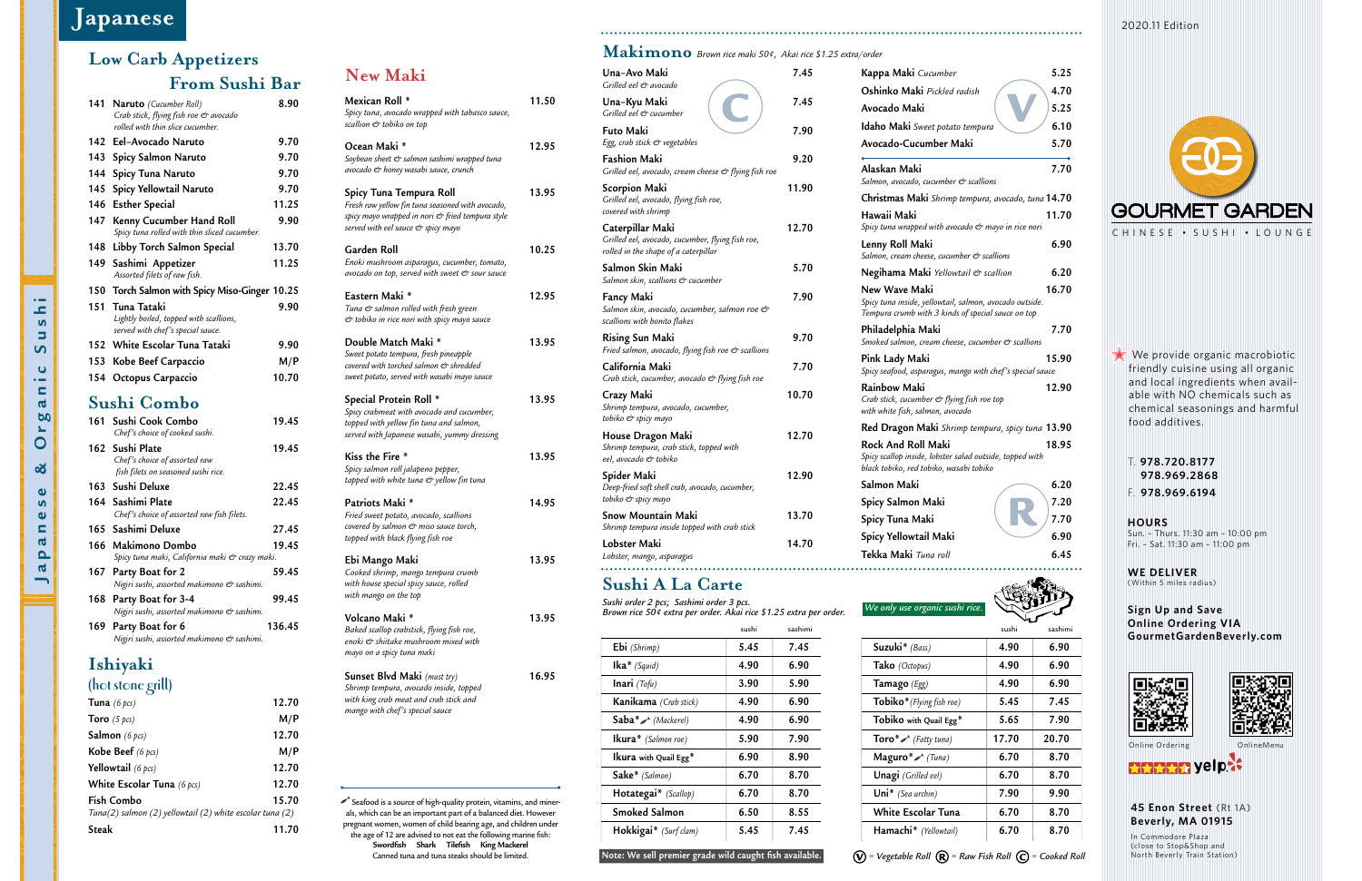# Japanese

## Low Carb Appetizers From Sushi Bar

| | | |
|---|---|---|
| 141 | Naruto *(Cucumber Roll)* *Crab stick, flying fish roe & avocado rolled with thin slice cucumber.* | 8.90 |
| 142 | Eel-Avocado Naruto | 9.70 |
| 143 | Spicy Salmon Naruto | 9.70 |
| 144 | Spicy Tuna Naruto | 9.70 |
| 145 | Spicy Yellowtail Naruto | 9.70 |
| 146 | Esther Special | 11.25 |
| 147 | Kenny Cucumber Hand Roll *Spicy tuna rolled with thin sliced cucumber.* | 9.90 |
| 148 | Libby Torch Salmon Special | 13.70 |
| 149 | Sashimi Appetizer *Assorted filets of raw fish.* | 11.25 |
| 150 | Torch Salmon with Spicy Miso-Ginger | 10.25 |
| 151 | Tuna Tataki *Lightly boiled, topped with scallions, served with chef's special sauce.* | 9.90 |
| 152 | White Escolar Tuna Tataki | 9.90 |
| 153 | Kobe Beef Carpaccio | M/P |
| 154 | Octopus Carpaccio | 10.70 |

## Sushi Combo

| | | |
|---|---|---|
| 161 | Sushi Cook Combo *Chef's choice of cooked sushi.* | 19.45 |
| 162 | Sushi Plate *Chef's choice of assorted raw fish filets on seasoned sushi rice.* | 19.45 |
| 163 | Sushi Deluxe | 22.45 |
| 164 | Sashimi Plate *Chef's choice of assorted raw fish filets.* | 22.45 |
| 165 | Sashimi Deluxe | 27.45 |
| 166 | Makimono Dombo *Spicy tuna maki, California maki & crazy maki.* | 19.45 |
| 167 | Party Boat for 2 *Nigiri sushi, assorted makimono & sashimi.* | 59.45 |
| 168 | Party Boat for 3-4 *Nigiri sushi, assorted makimono & sashimi.* | 99.45 |
| 169 | Party Boat for 6 *Nigiri sushi, assorted makimono & sashimi.* | 136.45 |

## Ishiyaki

(hot stone grill)

| | |
|---|---|
| Tuna *(6 pcs)* | 12.70 |
| Toro *(5 pcs)* | M/P |
| Salmon *(6 pcs)* | 12.70 |
| Kobe Beef *(6 pcs)* | M/P |
| Yellowtail *(6 pcs)* | 12.70 |
| White Escolar Tuna *(6 pcs)* | 12.70 |
| Fish Combo *Tuna(2) salmon (2) yellowtail (2) white escolar tuna (2)* | 15.70 |
| Steak | 11.70 |

## New Maki

| | |
|---|---|
| Mexican Roll * *Spicy tuna, avocado wrapped with tabasco sauce, scallion & tobiko on top* | 11.50 |
| Ocean Maki * *Soybean sheet & salmon sashimi wrapped tuna avocado & honey wasabi sauce, crunch* | 12.95 |
| Spicy Tuna Tempura Roll *Fresh raw yellow fin tuna seasoned with avocado, spicy mayo wrapped in nori & fried tempura style served with eel sauce & spicy mayo* | 13.95 |
| Garden Roll *Enoki mushroom asparagus, cucumber, tomato, avocado on top, served with sweet & sour sauce* | 10.25 |
| Eastern Maki * *Tuna & salmon rolled with fresh green & tobiko in rice nori with spicy mayo sauce* | 12.95 |
| Double Match Maki * *Sweet potato tempura, fresh pineapple covered with torched salmon & shredded sweet potato, served with wasabi mayo sauce* | 13.95 |
| Special Protein Roll * *Spicy crabmeat with avocado and cucumber, topped with yellow fin tuna and salmon, served with Japanese wasabi, yummy dressing* | 13.95 |
| Kiss the Fire * *Spicy salmon roll jalapeno pepper, tapped with white tuna & yellow fin tuna* | 13.95 |
| Patriots Maki * *Fried sweet potato, avocado, scallions covered by salmon & miso sauce torch, topped with black flying fish roe* | 14.95 |
| Ebi Mango Maki *Cooked shrimp, mango tempura crumb with house special spicy sauce, rolled with mango on the top* | 13.95 |
| Volcano Maki * *Baked scallop crabstick, flying fish roe, enoki & shiitake mushroom mixed with mayo on a spicy tuna maki* | 13.95 |
| Sunset Blvd Maki *(must try)* *Shrimp tempura, avocado inside, topped with king crab meat and crab stick and mango with chef's special sauce* | 16.95 |

Seafood is a source of high-quality protein, vitamins, and minerals, which can be an important part of a balanced diet. However pregnant women, women of child bearing age, and children under the age of 12 are advised to not eat the following marine fish: Swordfish Shark Tilefish King Mackerel
Canned run and tuna steaks should be limited.

## Makimono

*Brown rice maki 50¢, Akai rice $1.25 extra/order*

**(C) Cooked Roll**

| | |
|---|---|
| Una-Avo Maki *Grilled eel & avocado* | 7.45 |
| Una-Kyu Maki *Grilled eel & cucumber* | 7.45 |
| Futo Maki *Egg, crab stick & vegetables* | 7.90 |
| Fashion Maki *Grilled eel, avocado, cream cheese & flying fish roe* | 9.20 |
| Scorpion Maki *Grilled eel, avocado, flying fish roe, covered with shrimp* | 11.90 |
| Caterpillar Maki *Grilled eel, avocado, cucumber, flying fish roe, rolled in the shape of a caterpillar* | 12.70 |
| Salmon Skin Maki *Salmon skin, scallions & cucumber* | 5.70 |
| Fancy Maki *Salmon skin, avocado, cucumber, salmon roe & scallions with bonito flakes* | 7.90 |
| Rising Sun Maki *Fried salmon, avocado, flying fish roe & scallions* | 9.70 |
| California Maki *Crab stick, cucumber, avocado & flying fish roe* | 7.70 |
| Crazy Maki *Shrimp tempura, avocado, cucumber, tobiko & spicy mayo* | 10.70 |
| House Dragon Maki *Shrimp tempura, crab stick, topped with eel, avocado & tobiko* | 12.70 |
| Spider Maki *Deep-fried soft shell crab, avocado, cucumber, tobiko & spicy mayo* | 12.90 |
| Snow Mountain Maki *Shrimp tempura inside topped with crab stick* | 13.70 |
| Lobster Maki *Lobster, mango, asparagus* | 14.70 |

**(V) Vegetable Roll**

| | |
|---|---|
| Kappa Maki *Cucumber* | 5.25 |
| Oshinko Maki *Pickled radish* | 4.70 |
| Avocado Maki | 5.25 |
| Idaho Maki *Sweet potato tempura* | 6.10 |
| Avocado-Cucumber Maki | 5.70 |

**(R) Raw Fish Roll**

| | |
|---|---|
| Alaskan Maki *Salmon, avocado, cucumber & scallions* | 7.70 |
| Christmas Maki *Shrimp tempura, avocado, tuna* | 14.70 |
| Hawaii Maki *Spicy tuna wrapped with avocado & mayo in rice nori* | 11.70 |
| Lenny Roll Maki *Salmon, cream cheese, cucumber & scallions* | 6.90 |
| Negihama Maki *Yellowtail & scallion* | 6.20 |
| New Wave Maki *Spicy tuna inside, yellowtail, salmon, avocado outside. Tempura crumb with 3 kinds of special sauce on top* | 16.70 |
| Philadelphia Maki *Smoked salmon, cream cheese, cucumber & scallions* | 7.70 |
| Pink Lady Maki *Spicy seafood, asparagus, mango with chef's special sauce* | 15.90 |
| Rainbow Maki *Crab stick, cucumber & flying fish roe top with white fish, salmon, avocado* | 12.90 |
| Red Dragon Maki *Shrimp tempura, spicy tuna* | 13.90 |
| Rock And Roll Maki *Spicy scallop inside, lobster salad outside, topped with black tobiko, red tobiko, wasabi tobiko* | 18.95 |
| Salmon Maki | 6.20 |
| Spicy Salmon Maki | 7.20 |
| Spicy Tuna Maki | 7.70 |
| Spicy Yellowtail Maki | 6.90 |
| Tekka Maki *Tuna roll* | 6.45 |

## Sushi A La Carte

*Sushi order 2 pcs; Sashimi order 3 pcs.*
*Brown rice 50¢ extra per order. Akai rice $1.25 extra per order.*

We only use organic sushi rice.

| | sushi | sashimi |
|---|---|---|
| Ebi *(Shrimp)* | 5.45 | 7.45 |
| Ika* *(Squid)* | 4.90 | 6.90 |
| Inari *(Tofu)* | 3.90 | 5.90 |
| Kanikama *(Crab stick)* | 4.90 | 6.90 |
| Saba* *(Mackerel)* | 4.90 | 6.90 |
| Ikura* *(Salmon roe)* | 5.90 | 7.90 |
| Ikura with Quail Egg* | 6.90 | 8.90 |
| Sake* *(Salmon)* | 6.70 | 8.70 |
| Hotategai* *(Scallop)* | 6.70 | 8.70 |
| Smoked Salmon | 6.50 | 8.55 |
| Hokkigai* *(Surf clam)* | 5.45 | 7.45 |
| Suzuki* *(Bass)* | 4.90 | 6.90 |
| Tako *(Octopus)* | 4.90 | 6.90 |
| Tamago *(Egg)* | 4.90 | 6.90 |
| Tobiko* *(Flying fish roe)* | 5.45 | 7.45 |
| Tobiko with Quail Egg* | 5.65 | 7.90 |
| Toro* *(Fatty tuna)* | 17.70 | 20.70 |
| Maguro* *(Tuna)* | 6.70 | 8.70 |
| Unagi *(Grilled eel)* | 6.70 | 8.70 |
| Uni* *(Sea urchin)* | 7.90 | 9.90 |
| White Escolar Tuna | 6.70 | 8.70 |
| Hamachi* *(Yellowtail)* | 6.70 | 8.70 |

Note: We sell premier grade wild caught fish available.

(V) = *Vegetable Roll* (R) = *Raw Fish Roll* (C) = *Cooked Roll*

---

2020.11 Edition

**GOURMET GARDEN**
CHINESE • SUSHI • LOUNGE

We provide organic macrobiotic friendly cuisine using all organic and local ingredients when available with NO chemicals such as chemical seasonings and harmful food additives.

T. 978.720.8177
978.969.2868
F. 978.969.6194

**HOURS**
Sun. - Thurs. 11:30 am - 10:00 pm
Fri. - Sat. 11:30 am - 11:00 pm

**WE DELIVER**
(Within 5 miles radius)

**Sign Up and Save**
**Online Ordering VIA**
**GourmetGardenBeverly.com**

Online Ordering OnlineMenu

yelp

**45 Enon Street** (Rt 1A)
**Beverly, MA 01915**
In Commodore Plaza
(close to Stop&Shop and North Beverly Train Station)